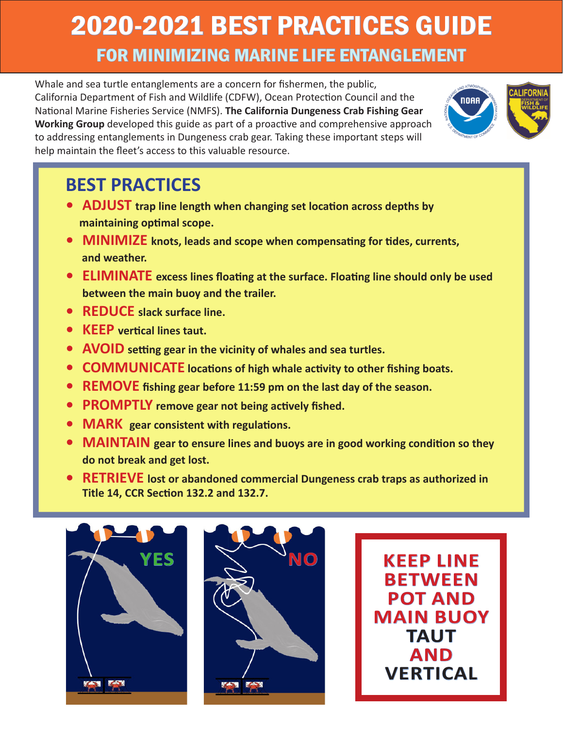# 2020-2021 BEST PRACTICES GUIDE

## FOR MINIMIZING MARINE LIFE ENTANGLEMENT

Whale and sea turtle entanglements are a concern for fishermen, the public, California Department of Fish and Wildlife (CDFW), Ocean Protection Council and the National Marine Fisheries Service (NMFS). **The California Dungeness Crab Fishing Gear Working Group** developed this guide as part of a proactive and comprehensive approach to addressing entanglements in Dungeness crab gear. Taking these important steps will help maintain the fleet's access to this valuable resource.

## BEST PRACTICES

- **ADJUST trap line length when changing set location across depths by maintaining optimal scope.**
- **MINIMIZE knots, leads and scope when compensating for tides, currents, and weather.**
- **ELIMINATE excess lines floating at the surface. Floating line should only be used between the main buoy and the trailer.**
- **REDUCE slack surface line.**
- **KEEP vertical lines taut.**
- **AVOID setting gear in the vicinity of whales and sea turtles.**
- **COMMUNICATE locations of high whale activity to other fishing boats.**
- **REMOVE fishing gear before 11:59 pm on the last day of the season.**
- **PROMPTLY remove gear not being actively fished.**
- **MARK gear consistent with regulations.**
- **MAINTAIN gear to ensure lines and buoys are in good working condition so they do not break and get lost.**
- **RETRIEVE lost or abandoned commercial Dungeness crab traps as authorized in Title 14, CCR Section 132.2 and 132.7.**

YES

NO

**KEEP LINE BETWEEN POT AND MAIN BUOY TAUT AND VERTICAL**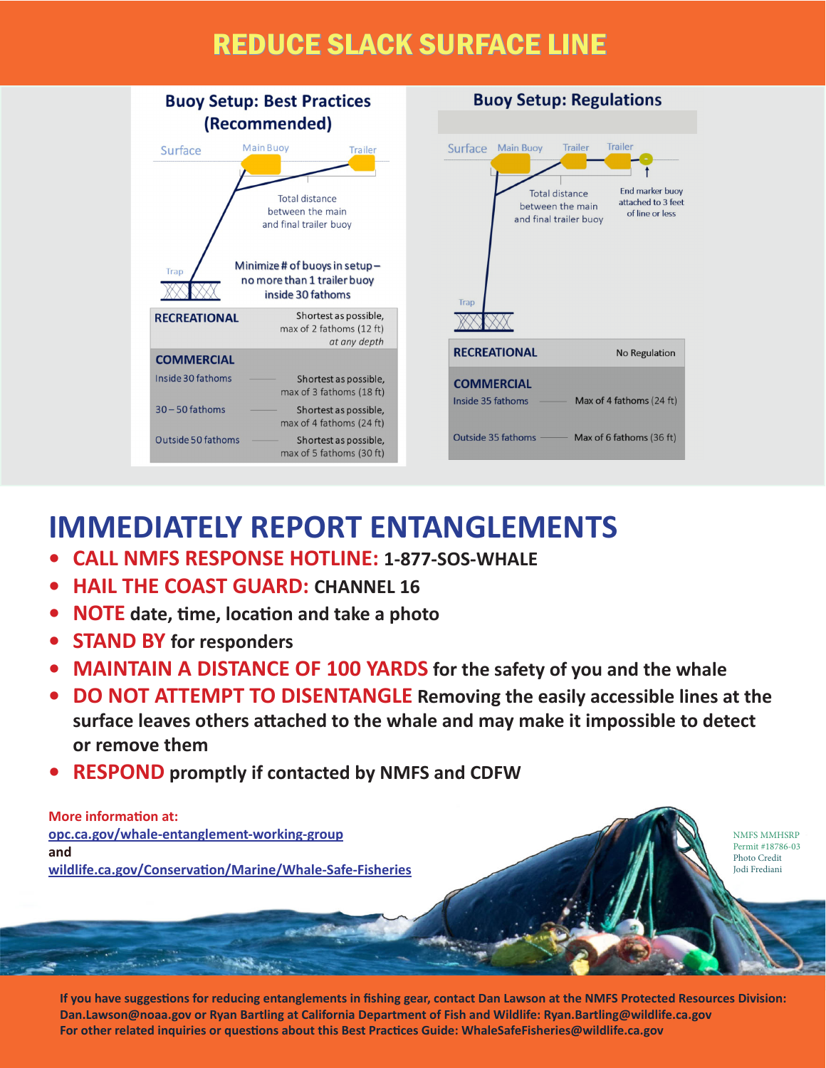# REDUCE SLACK SURFACE LINE

## Buoy Setup: Best Practices (Recommended)

Surface
Main Buoy
Trailer
Total distance between the main and final trailer buoy
Trap
Minimize # of buoys in setup – no more than 1 trailer buoy inside 30 fathoms

| | | |
|---|---|---|
| **RECREATIONAL** | | Shortest as possible, max of 2 fathoms (12 ft) *at any depth* |
| **COMMERCIAL** | | |
| Inside 30 fathoms | | Shortest as possible, max of 3 fathoms (18 ft) |
| 30 – 50 fathoms | | Shortest as possible, max of 4 fathoms (24 ft) |
| Outside 50 fathoms | | Shortest as possible, max of 5 fathoms (30 ft) |

## Buoy Setup: Regulations

Surface
Main Buoy
Trailer
Trailer
Total distance between the main and final trailer buoy
End marker buoy attached to 3 feet of line or less
Trap

| | |
|---|---|
| **RECREATIONAL** | No Regulation |
| **COMMERCIAL** | |
| Inside 35 fathoms | Max of 4 fathoms (24 ft) |
| Outside 35 fathoms | Max of 6 fathoms (36 ft) |

# IMMEDIATELY REPORT ENTANGLEMENTS

- **CALL NMFS RESPONSE HOTLINE: 1-877-SOS-WHALE**
- **HAIL THE COAST GUARD: CHANNEL 16**
- **NOTE date, time, location and take a photo**
- **STAND BY for responders**
- **MAINTAIN A DISTANCE OF 100 YARDS for the safety of you and the whale**
- **DO NOT ATTEMPT TO DISENTANGLE Removing the easily accessible lines at the surface leaves others attached to the whale and may make it impossible to detect or remove them**
- **RESPOND promptly if contacted by NMFS and CDFW**

**More information at:**
opc.ca.gov/whale-entanglement-working-group
and
wildlife.ca.gov/Conservation/Marine/Whale-Safe-Fisheries

NMFS MMHSRP
Permit #18786-03
Photo Credit
Jodi Frediani

**If you have suggestions for reducing entanglements in fishing gear, contact Dan Lawson at the NMFS Protected Resources Division: Dan.Lawson@noaa.gov or Ryan Bartling at California Department of Fish and Wildlife: Ryan.Bartling@wildlife.ca.gov**
**For other related inquiries or questions about this Best Practices Guide: WhaleSafeFisheries@wildlife.ca.gov**